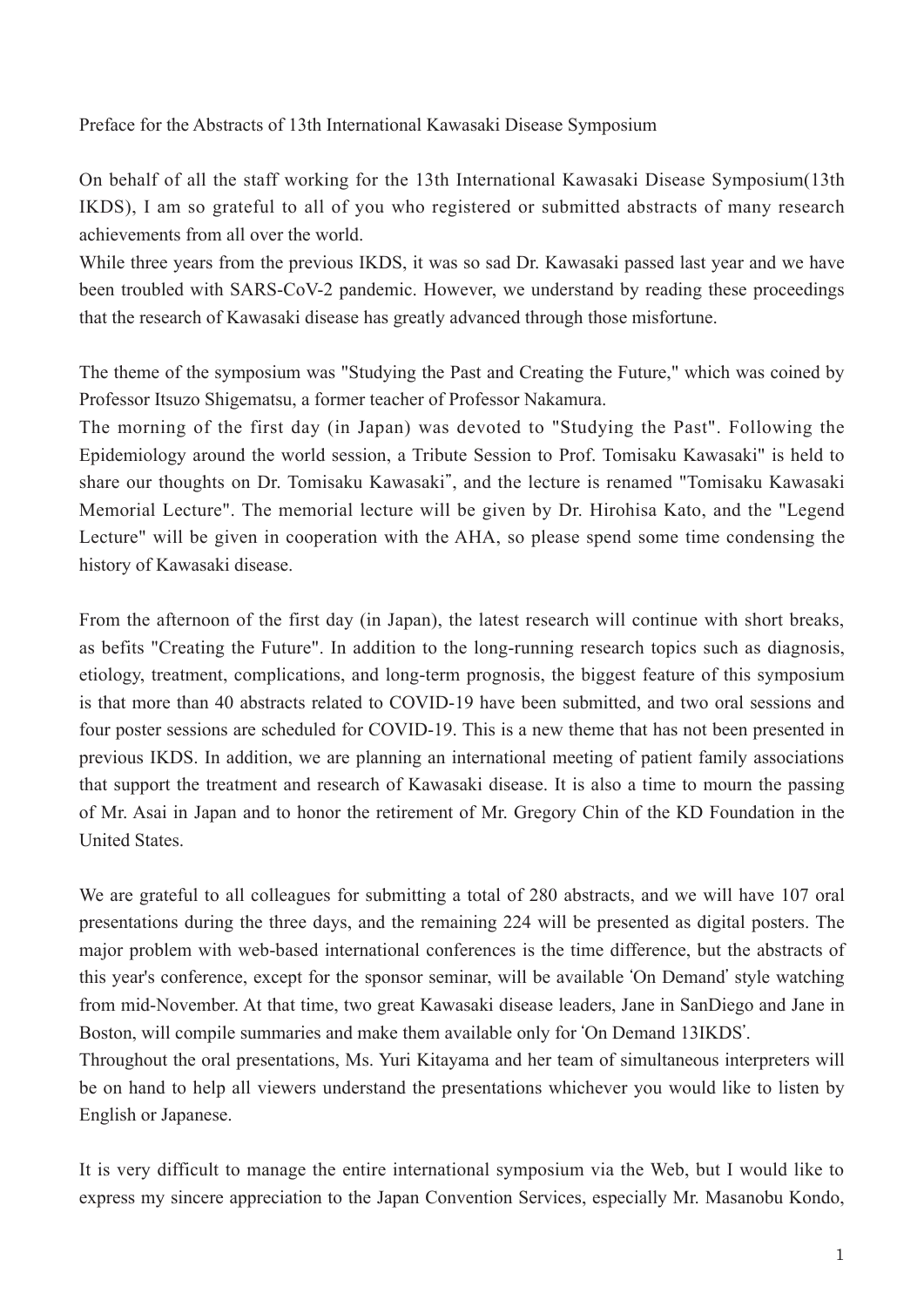Preface for the Abstracts of 13th International Kawasaki Disease Symposium

On behalf of all the staff working for the 13th International Kawasaki Disease Symposium(13th IKDS), I am so grateful to all of you who registered or submitted abstracts of many research achievements from all over the world.
While three years from the previous IKDS, it was so sad Dr. Kawasaki passed last year and we have been troubled with SARS-CoV-2 pandemic. However, we understand by reading these proceedings that the research of Kawasaki disease has greatly advanced through those misfortune.

The theme of the symposium was "Studying the Past and Creating the Future," which was coined by Professor Itsuzo Shigematsu, a former teacher of Professor Nakamura.
The morning of the first day (in Japan) was devoted to "Studying the Past". Following the Epidemiology around the world session, a Tribute Session to Prof. Tomisaku Kawasaki" is held to share our thoughts on Dr. Tomisaku Kawasaki", and the lecture is renamed "Tomisaku Kawasaki Memorial Lecture". The memorial lecture will be given by Dr. Hirohisa Kato, and the "Legend Lecture" will be given in cooperation with the AHA, so please spend some time condensing the history of Kawasaki disease.

From the afternoon of the first day (in Japan), the latest research will continue with short breaks, as befits "Creating the Future". In addition to the long-running research topics such as diagnosis, etiology, treatment, complications, and long-term prognosis, the biggest feature of this symposium is that more than 40 abstracts related to COVID-19 have been submitted, and two oral sessions and four poster sessions are scheduled for COVID-19. This is a new theme that has not been presented in previous IKDS. In addition, we are planning an international meeting of patient family associations that support the treatment and research of Kawasaki disease. It is also a time to mourn the passing of Mr. Asai in Japan and to honor the retirement of Mr. Gregory Chin of the KD Foundation in the United States.

We are grateful to all colleagues for submitting a total of 280 abstracts, and we will have 107 oral presentations during the three days, and the remaining 224 will be presented as digital posters. The major problem with web-based international conferences is the time difference, but the abstracts of this year's conference, except for the sponsor seminar, will be available 'On Demand' style watching from mid-November. At that time, two great Kawasaki disease leaders, Jane in SanDiego and Jane in Boston, will compile summaries and make them available only for 'On Demand 13IKDS'.
Throughout the oral presentations, Ms. Yuri Kitayama and her team of simultaneous interpreters will be on hand to help all viewers understand the presentations whichever you would like to listen by English or Japanese.

It is very difficult to manage the entire international symposium via the Web, but I would like to express my sincere appreciation to the Japan Convention Services, especially Mr. Masanobu Kondo,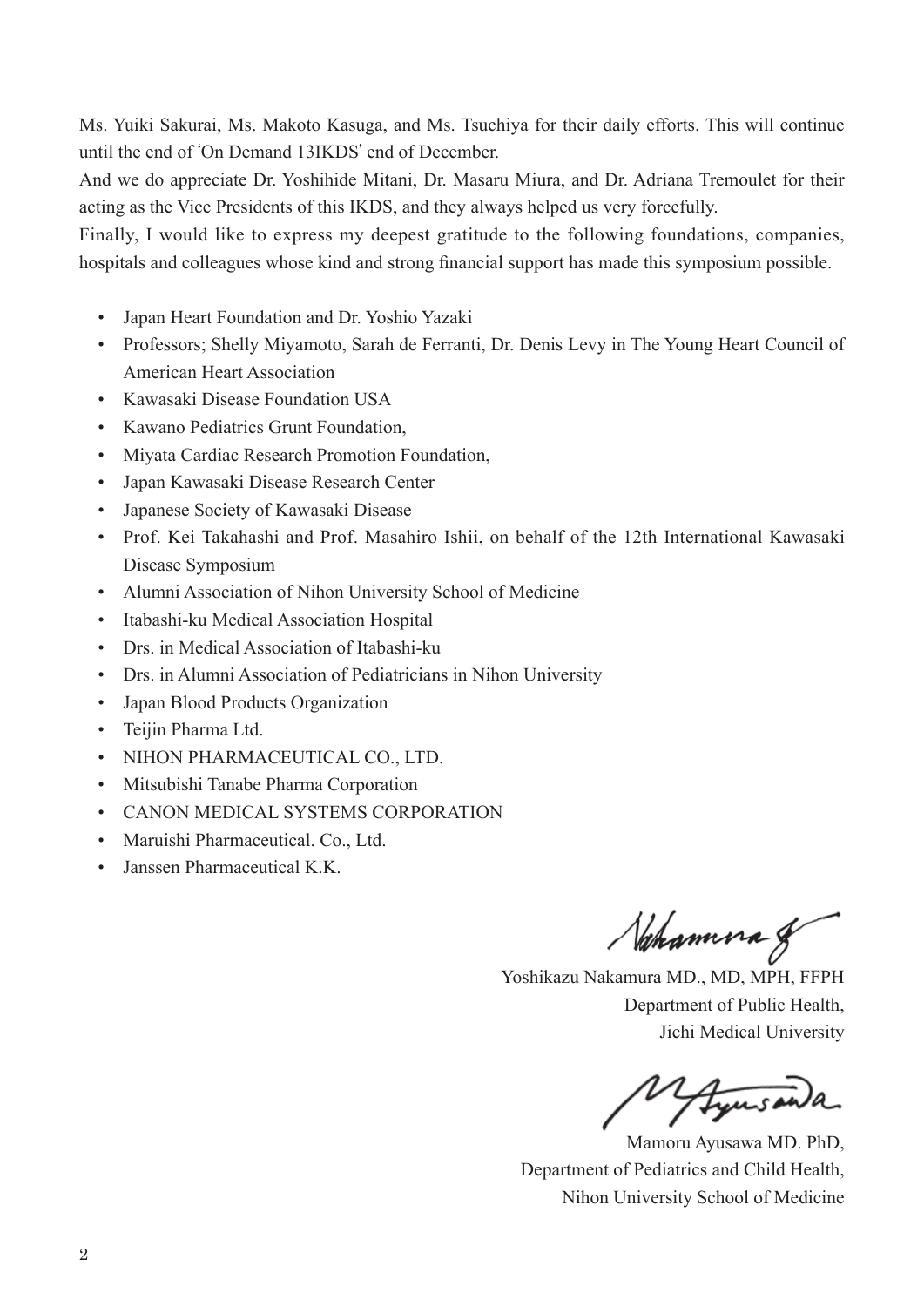Ms. Yuiki Sakurai, Ms. Makoto Kasuga, and Ms. Tsuchiya for their daily efforts. This will continue until the end of 'On Demand 13IKDS' end of December.

And we do appreciate Dr. Yoshihide Mitani, Dr. Masaru Miura, and Dr. Adriana Tremoulet for their acting as the Vice Presidents of this IKDS, and they always helped us very forcefully.

Finally, I would like to express my deepest gratitude to the following foundations, companies, hospitals and colleagues whose kind and strong financial support has made this symposium possible.

- Japan Heart Foundation and Dr. Yoshio Yazaki
- Professors; Shelly Miyamoto, Sarah de Ferranti, Dr. Denis Levy in The Young Heart Council of American Heart Association
- Kawasaki Disease Foundation USA
- Kawano Pediatrics Grunt Foundation,
- Miyata Cardiac Research Promotion Foundation,
- Japan Kawasaki Disease Research Center
- Japanese Society of Kawasaki Disease
- Prof. Kei Takahashi and Prof. Masahiro Ishii, on behalf of the 12th International Kawasaki Disease Symposium
- Alumni Association of Nihon University School of Medicine
- Itabashi-ku Medical Association Hospital
- Drs. in Medical Association of Itabashi-ku
- Drs. in Alumni Association of Pediatricians in Nihon University
- Japan Blood Products Organization
- Teijin Pharma Ltd.
- NIHON PHARMACEUTICAL CO., LTD.
- Mitsubishi Tanabe Pharma Corporation
- CANON MEDICAL SYSTEMS CORPORATION
- Maruishi Pharmaceutical. Co., Ltd.
- Janssen Pharmaceutical K.K.

Yoshikazu Nakamura MD., MD, MPH, FFPH
Department of Public Health,
Jichi Medical University

Mamoru Ayusawa MD. PhD,
Department of Pediatrics and Child Health,
Nihon University School of Medicine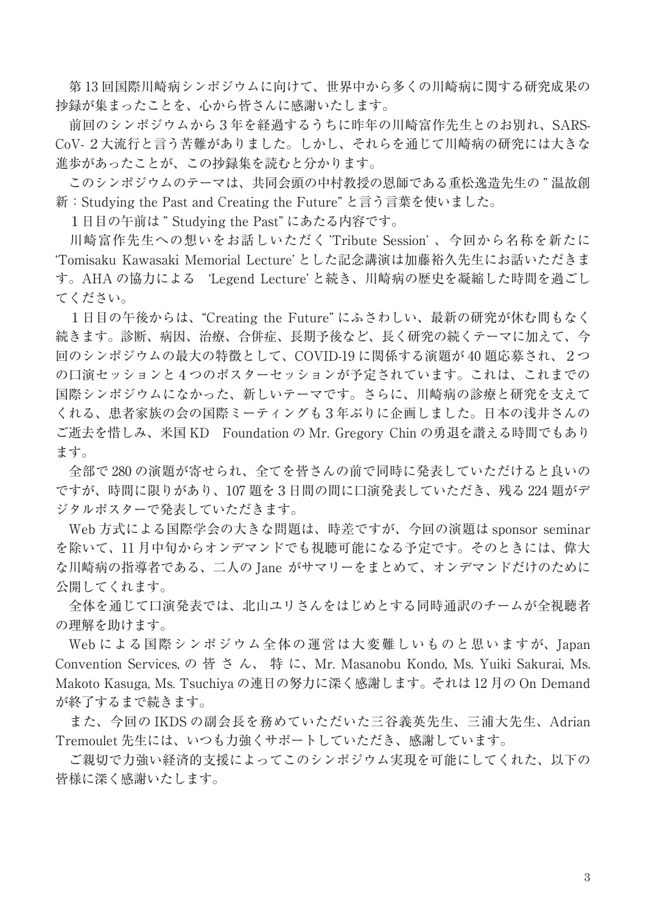第13回国際川崎病シンポジウムに向けて、世界中から多くの川崎病に関する研究成果の抄録が集まったことを、心から皆さんに感謝いたします。

前回のシンポジウムから３年を経過するうちに昨年の川崎富作先生とのお別れ、SARS-CoV-２大流行と言う苦難がありました。しかし、それらを通じて川崎病の研究には大きな進歩があったことが、この抄録集を読むと分かります。

このシンポジウムのテーマは、共同会頭の中村教授の恩師である重松逸造先生の " 温故創新：Studying the Past and Creating the Future" と言う言葉を使いました。

１日目の午前は " Studying the Past" にあたる内容です。

川崎富作先生への想いをお話しいただく 'Tribute Session' 、今回から名称を新たに 'Tomisaku Kawasaki Memorial Lecture' とした記念講演は加藤裕久先生にお話いただきます。AHA の協力による 'Legend Lecture' と続き、川崎病の歴史を凝縮した時間を過ごしてください。

１日目の午後からは、"Creating the Future" にふさわしい、最新の研究が休む間もなく続きます。診断、病因、治療、合併症、長期予後など、長く研究の続くテーマに加えて、今回のシンポジウムの最大の特徴として、COVID-19 に関係する演題が 40 題応募され、２つの口演セッションと４つのポスターセッションが予定されています。これは、これまでの国際シンポジウムになかった、新しいテーマです。さらに、川崎病の診療と研究を支えてくれる、患者家族の会の国際ミーティングも３年ぶりに企画しました。日本の浅井さんのご逝去を惜しみ、米国 KD Foundation の Mr. Gregory Chin の勇退を讃える時間でもあります。

全部で 280 の演題が寄せられ、全てを皆さんの前で同時に発表していただけると良いのですが、時間に限りがあり、107 題を３日間の間に口演発表していただき、残る 224 題がデジタルポスターで発表していただきます。

Web 方式による国際学会の大きな問題は、時差ですが、今回の演題は sponsor seminar を除いて、11 月中旬からオンデマンドでも視聴可能になる予定です。そのときには、偉大な川崎病の指導者である、二人の Jane がサマリーをまとめて、オンデマンドだけのために公開してくれます。

全体を通じて口演発表では、北山ユリさんをはじめとする同時通訳のチームが全視聴者の理解を助けます。

Web による国際シンポジウム全体の運営は大変難しいものと思いますが、Japan Convention Services, の皆さん、特に、Mr. Masanobu Kondo, Ms. Yuiki Sakurai, Ms. Makoto Kasuga, Ms. Tsuchiya の連日の努力に深く感謝します。それは 12 月の On Demand が終了するまで続きます。

また、今回の IKDS の副会長を務めていただいた三谷義英先生、三浦大先生、Adrian Tremoulet 先生には、いつも力強くサポートしていただき、感謝しています。

ご親切で力強い経済的支援によってこのシンポジウム実現を可能にしてくれた、以下の皆様に深く感謝いたします。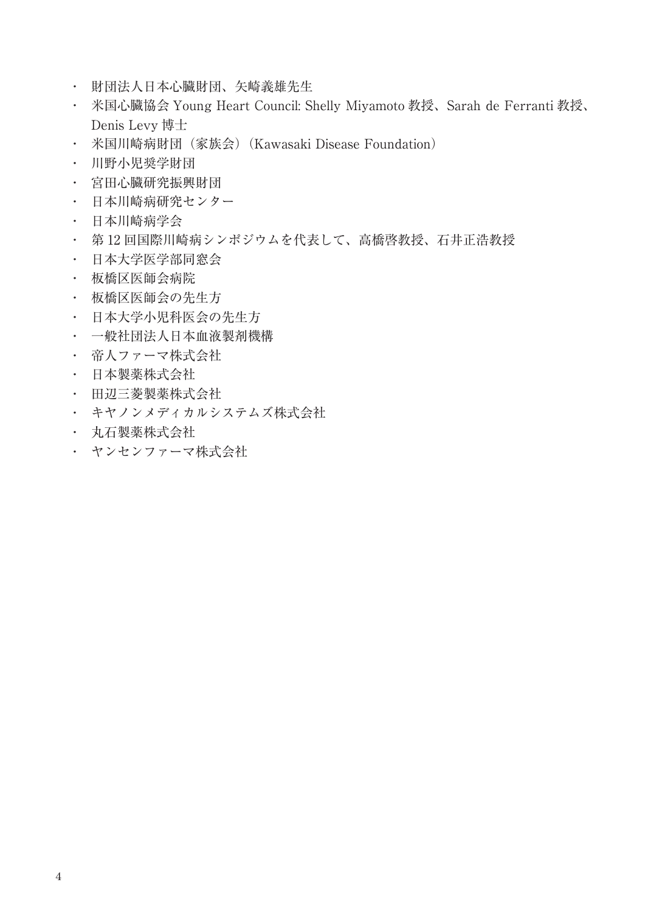- 財団法人日本心臓財団、矢崎義雄先生
- 米国心臓協会 Young Heart Council: Shelly Miyamoto 教授、Sarah de Ferranti 教授、Denis Levy 博士
- 米国川崎病財団（家族会）（Kawasaki Disease Foundation）
- 川野小児奨学財団
- 宮田心臓研究振興財団
- 日本川崎病研究センター
- 日本川崎病学会
- 第 12 回国際川崎病シンポジウムを代表して、高橋啓教授、石井正浩教授
- 日本大学医学部同窓会
- 板橋区医師会病院
- 板橋区医師会の先生方
- 日本大学小児科医会の先生方
- 一般社団法人日本血液製剤機構
- 帝人ファーマ株式会社
- 日本製薬株式会社
- 田辺三菱製薬株式会社
- キヤノンメディカルシステムズ株式会社
- 丸石製薬株式会社
- ヤンセンファーマ株式会社